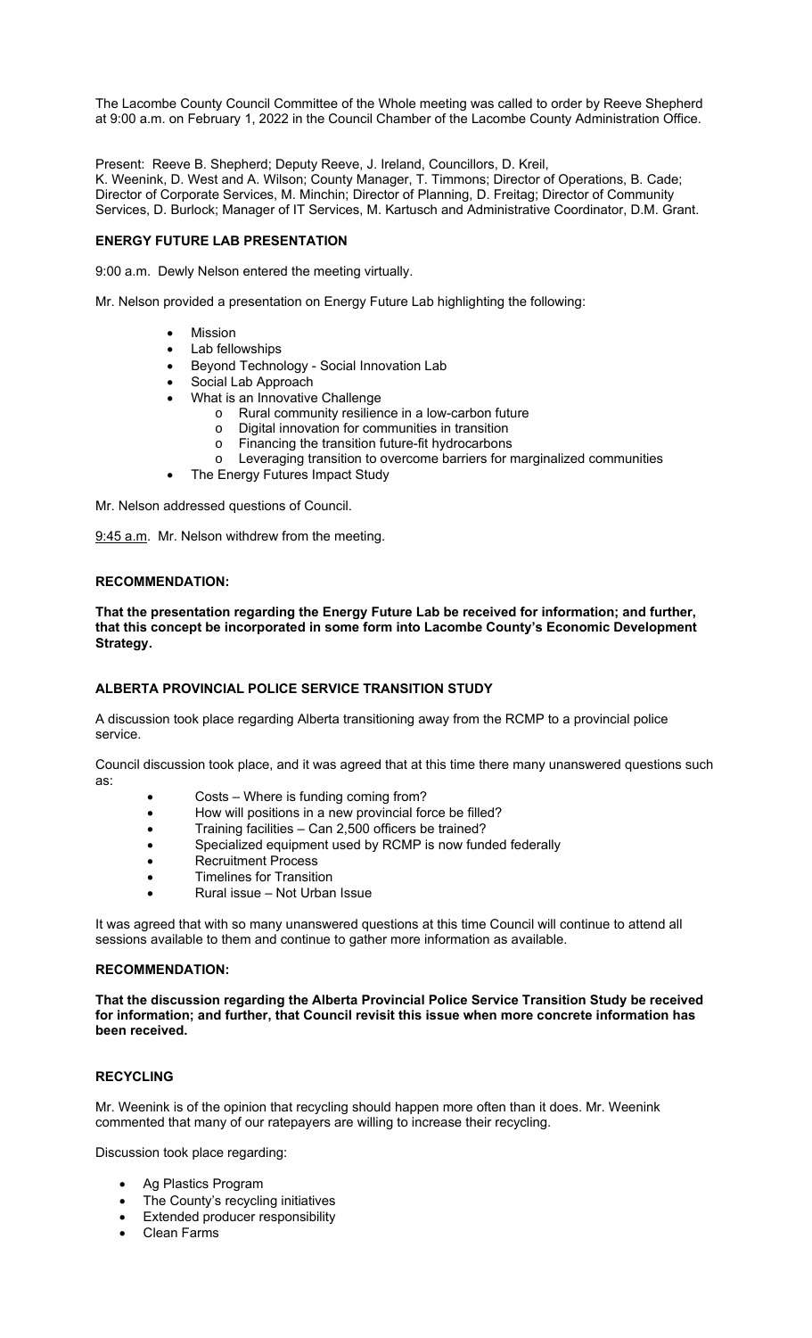The Lacombe County Council Committee of the Whole meeting was called to order by Reeve Shepherd at 9:00 a.m. on February 1, 2022 in the Council Chamber of the Lacombe County Administration Office.

Present: Reeve B. Shepherd; Deputy Reeve, J. Ireland, Councillors, D. Kreil, K. Weenink, D. West and A. Wilson; County Manager, T. Timmons; Director of Operations, B. Cade; Director of Corporate Services, M. Minchin; Director of Planning, D. Freitag; Director of Community Services, D. Burlock; Manager of IT Services, M. Kartusch and Administrative Coordinator, D.M. Grant.

**ENERGY FUTURE LAB PRESENTATION**

9:00 a.m. Dewly Nelson entered the meeting virtually.

Mr. Nelson provided a presentation on Energy Future Lab highlighting the following:

- Mission
- Lab fellowships
- Beyond Technology - Social Innovation Lab
- Social Lab Approach
- What is an Innovative Challenge
  - Rural community resilience in a low-carbon future
  - Digital innovation for communities in transition
  - Financing the transition future-fit hydrocarbons
  - Leveraging transition to overcome barriers for marginalized communities
- The Energy Futures Impact Study

Mr. Nelson addressed questions of Council.

9:45 a.m. Mr. Nelson withdrew from the meeting.

**RECOMMENDATION:**

**That the presentation regarding the Energy Future Lab be received for information; and further, that this concept be incorporated in some form into Lacombe County's Economic Development Strategy.**

**ALBERTA PROVINCIAL POLICE SERVICE TRANSITION STUDY**

A discussion took place regarding Alberta transitioning away from the RCMP to a provincial police service.

Council discussion took place, and it was agreed that at this time there many unanswered questions such as:

- Costs – Where is funding coming from?
- How will positions in a new provincial force be filled?
- Training facilities – Can 2,500 officers be trained?
- Specialized equipment used by RCMP is now funded federally
- Recruitment Process
- Timelines for Transition
- Rural issue – Not Urban Issue

It was agreed that with so many unanswered questions at this time Council will continue to attend all sessions available to them and continue to gather more information as available.

**RECOMMENDATION:**

**That the discussion regarding the Alberta Provincial Police Service Transition Study be received for information; and further, that Council revisit this issue when more concrete information has been received.**

**RECYCLING**

Mr. Weenink is of the opinion that recycling should happen more often than it does. Mr. Weenink commented that many of our ratepayers are willing to increase their recycling.

Discussion took place regarding:

- Ag Plastics Program
- The County's recycling initiatives
- Extended producer responsibility
- Clean Farms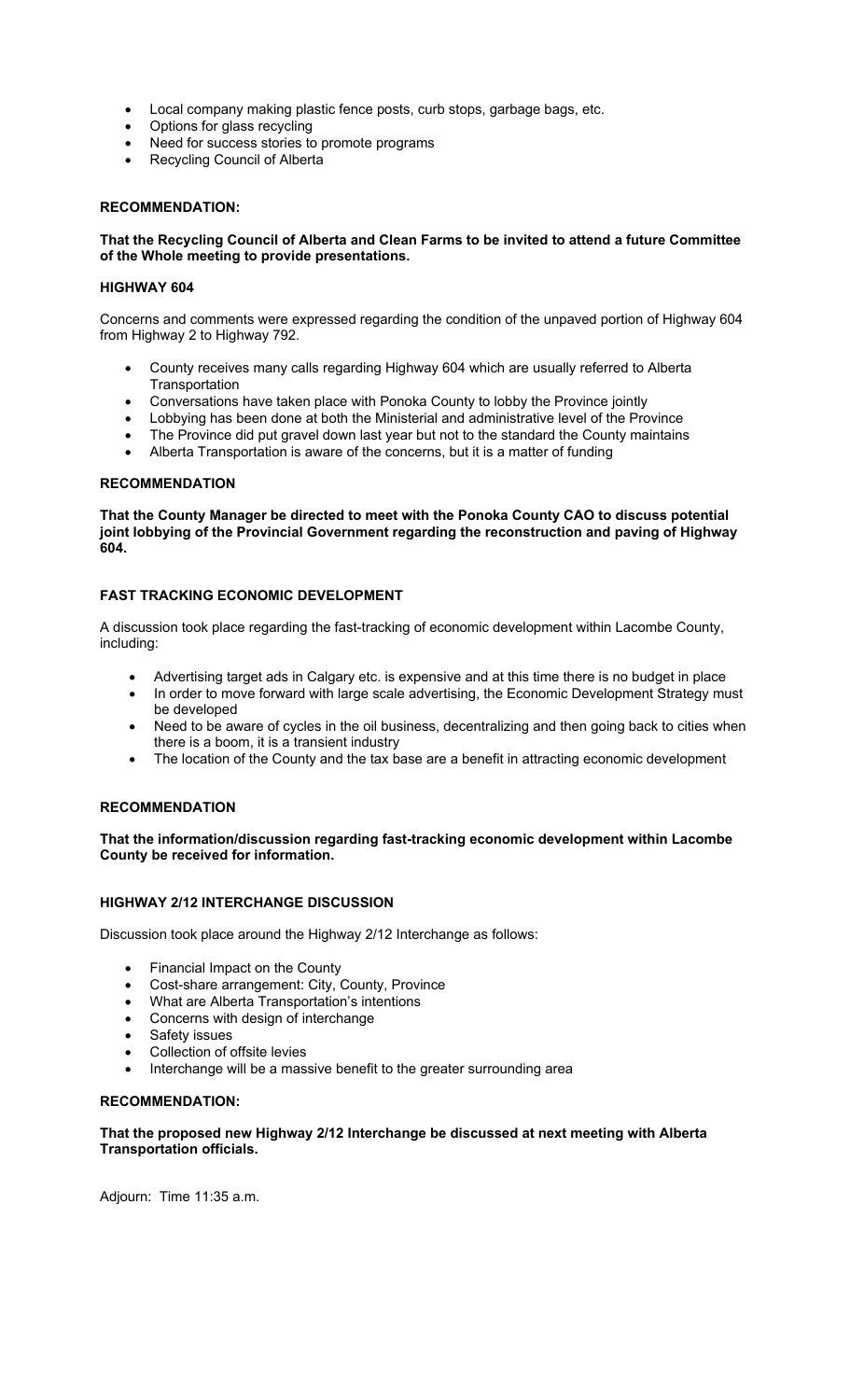- Local company making plastic fence posts, curb stops, garbage bags, etc.
- Options for glass recycling
- Need for success stories to promote programs
- Recycling Council of Alberta

**RECOMMENDATION:**

**That the Recycling Council of Alberta and Clean Farms to be invited to attend a future Committee of the Whole meeting to provide presentations.**

**HIGHWAY 604**

Concerns and comments were expressed regarding the condition of the unpaved portion of Highway 604 from Highway 2 to Highway 792.

- County receives many calls regarding Highway 604 which are usually referred to Alberta Transportation
- Conversations have taken place with Ponoka County to lobby the Province jointly
- Lobbying has been done at both the Ministerial and administrative level of the Province
- The Province did put gravel down last year but not to the standard the County maintains
- Alberta Transportation is aware of the concerns, but it is a matter of funding

**RECOMMENDATION**

**That the County Manager be directed to meet with the Ponoka County CAO to discuss potential joint lobbying of the Provincial Government regarding the reconstruction and paving of Highway 604.**

**FAST TRACKING ECONOMIC DEVELOPMENT**

A discussion took place regarding the fast-tracking of economic development within Lacombe County, including:

- Advertising target ads in Calgary etc. is expensive and at this time there is no budget in place
- In order to move forward with large scale advertising, the Economic Development Strategy must be developed
- Need to be aware of cycles in the oil business, decentralizing and then going back to cities when there is a boom, it is a transient industry
- The location of the County and the tax base are a benefit in attracting economic development

**RECOMMENDATION**

**That the information/discussion regarding fast-tracking economic development within Lacombe County be received for information.**

**HIGHWAY 2/12 INTERCHANGE DISCUSSION**

Discussion took place around the Highway 2/12 Interchange as follows:

- Financial Impact on the County
- Cost-share arrangement: City, County, Province
- What are Alberta Transportation's intentions
- Concerns with design of interchange
- Safety issues
- Collection of offsite levies
- Interchange will be a massive benefit to the greater surrounding area

**RECOMMENDATION:**

**That the proposed new Highway 2/12 Interchange be discussed at next meeting with Alberta Transportation officials.**

Adjourn: Time 11:35 a.m.